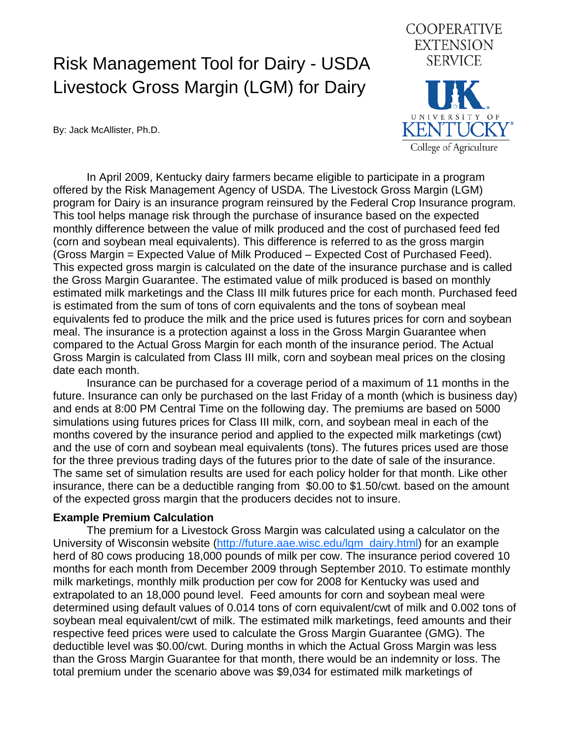# Risk Management Tool for Dairy - USDA Livestock Gross Margin (LGM) for Dairy

COOPERATIVE EXTENSION SERVICE

UK UNIVERSITY OF KENTUCKY College of Agriculture

By: Jack McAllister, Ph.D.

In April 2009, Kentucky dairy farmers became eligible to participate in a program offered by the Risk Management Agency of USDA. The Livestock Gross Margin (LGM) program for Dairy is an insurance program reinsured by the Federal Crop Insurance program. This tool helps manage risk through the purchase of insurance based on the expected monthly difference between the value of milk produced and the cost of purchased feed fed (corn and soybean meal equivalents). This difference is referred to as the gross margin (Gross Margin = Expected Value of Milk Produced – Expected Cost of Purchased Feed). This expected gross margin is calculated on the date of the insurance purchase and is called the Gross Margin Guarantee. The estimated value of milk produced is based on monthly estimated milk marketings and the Class III milk futures price for each month. Purchased feed is estimated from the sum of tons of corn equivalents and the tons of soybean meal equivalents fed to produce the milk and the price used is futures prices for corn and soybean meal. The insurance is a protection against a loss in the Gross Margin Guarantee when compared to the Actual Gross Margin for each month of the insurance period. The Actual Gross Margin is calculated from Class III milk, corn and soybean meal prices on the closing date each month.

Insurance can be purchased for a coverage period of a maximum of 11 months in the future. Insurance can only be purchased on the last Friday of a month (which is business day) and ends at 8:00 PM Central Time on the following day. The premiums are based on 5000 simulations using futures prices for Class III milk, corn, and soybean meal in each of the months covered by the insurance period and applied to the expected milk marketings (cwt) and the use of corn and soybean meal equivalents (tons). The futures prices used are those for the three previous trading days of the futures prior to the date of sale of the insurance. The same set of simulation results are used for each policy holder for that month. Like other insurance, there can be a deductible ranging from $0.00 to $1.50/cwt. based on the amount of the expected gross margin that the producers decides not to insure.

**Example Premium Calculation**

The premium for a Livestock Gross Margin was calculated using a calculator on the University of Wisconsin website (http://future.aae.wisc.edu/lgm_dairy.html) for an example herd of 80 cows producing 18,000 pounds of milk per cow. The insurance period covered 10 months for each month from December 2009 through September 2010. To estimate monthly milk marketings, monthly milk production per cow for 2008 for Kentucky was used and extrapolated to an 18,000 pound level. Feed amounts for corn and soybean meal were determined using default values of 0.014 tons of corn equivalent/cwt of milk and 0.002 tons of soybean meal equivalent/cwt of milk. The estimated milk marketings, feed amounts and their respective feed prices were used to calculate the Gross Margin Guarantee (GMG). The deductible level was $0.00/cwt. During months in which the Actual Gross Margin was less than the Gross Margin Guarantee for that month, there would be an indemnity or loss. The total premium under the scenario above was $9,034 for estimated milk marketings of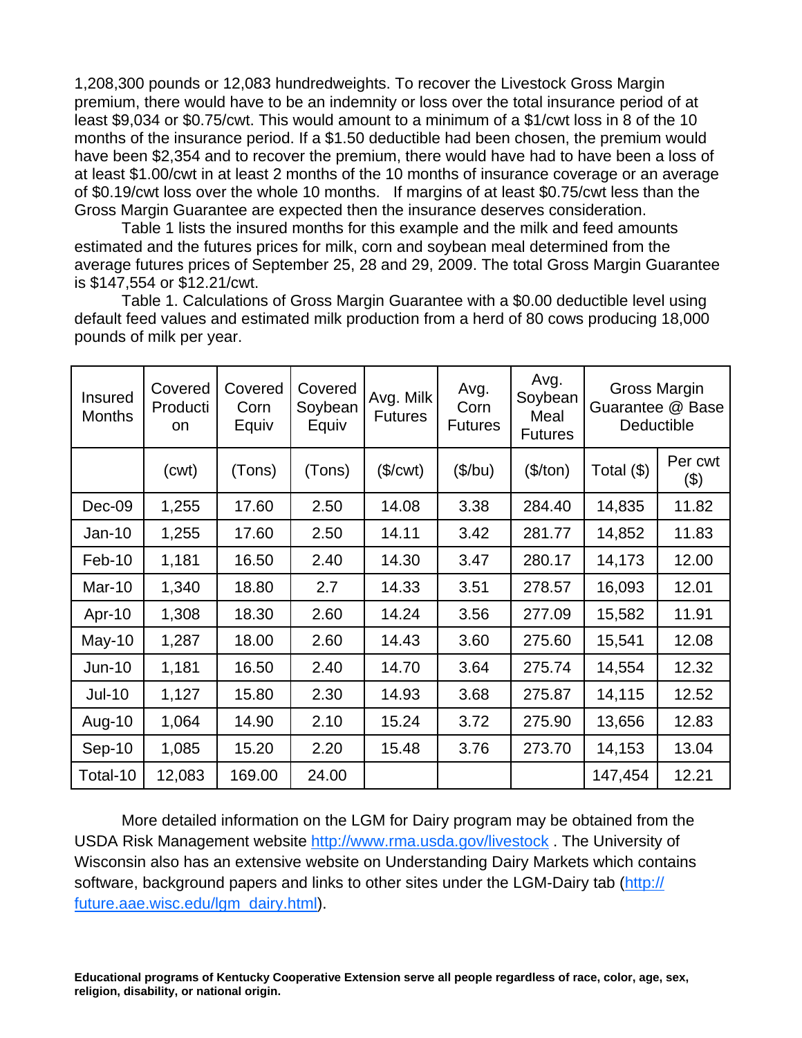1,208,300 pounds or 12,083 hundredweights. To recover the Livestock Gross Margin premium, there would have to be an indemnity or loss over the total insurance period of at least $9,034 or $0.75/cwt. This would amount to a minimum of a $1/cwt loss in 8 of the 10 months of the insurance period. If a $1.50 deductible had been chosen, the premium would have been $2,354 and to recover the premium, there would have had to have been a loss of at least $1.00/cwt in at least 2 months of the 10 months of insurance coverage or an average of $0.19/cwt loss over the whole 10 months. If margins of at least $0.75/cwt less than the Gross Margin Guarantee are expected then the insurance deserves consideration.

Table 1 lists the insured months for this example and the milk and feed amounts estimated and the futures prices for milk, corn and soybean meal determined from the average futures prices of September 25, 28 and 29, 2009. The total Gross Margin Guarantee is $147,554 or $12.21/cwt.

Table 1. Calculations of Gross Margin Guarantee with a $0.00 deductible level using default feed values and estimated milk production from a herd of 80 cows producing 18,000 pounds of milk per year.

| Insured Months | Covered Production | Covered Corn Equiv | Covered Soybean Equiv | Avg. Milk Futures | Avg. Corn Futures | Avg. Soybean Meal Futures | Gross Margin Guarantee @ Base Deductible | |
|---|---|---|---|---|---|---|---|---|
| | (cwt) | (Tons) | (Tons) | ($/cwt) | ($/bu) | ($/ton) | Total ($) | Per cwt ($) |
| Dec-09 | 1,255 | 17.60 | 2.50 | 14.08 | 3.38 | 284.40 | 14,835 | 11.82 |
| Jan-10 | 1,255 | 17.60 | 2.50 | 14.11 | 3.42 | 281.77 | 14,852 | 11.83 |
| Feb-10 | 1,181 | 16.50 | 2.40 | 14.30 | 3.47 | 280.17 | 14,173 | 12.00 |
| Mar-10 | 1,340 | 18.80 | 2.7 | 14.33 | 3.51 | 278.57 | 16,093 | 12.01 |
| Apr-10 | 1,308 | 18.30 | 2.60 | 14.24 | 3.56 | 277.09 | 15,582 | 11.91 |
| May-10 | 1,287 | 18.00 | 2.60 | 14.43 | 3.60 | 275.60 | 15,541 | 12.08 |
| Jun-10 | 1,181 | 16.50 | 2.40 | 14.70 | 3.64 | 275.74 | 14,554 | 12.32 |
| Jul-10 | 1,127 | 15.80 | 2.30 | 14.93 | 3.68 | 275.87 | 14,115 | 12.52 |
| Aug-10 | 1,064 | 14.90 | 2.10 | 15.24 | 3.72 | 275.90 | 13,656 | 12.83 |
| Sep-10 | 1,085 | 15.20 | 2.20 | 15.48 | 3.76 | 273.70 | 14,153 | 13.04 |
| Total-10 | 12,083 | 169.00 | 24.00 | | | | 147,454 | 12.21 |

More detailed information on the LGM for Dairy program may be obtained from the USDA Risk Management website http://www.rma.usda.gov/livestock . The University of Wisconsin also has an extensive website on Understanding Dairy Markets which contains software, background papers and links to other sites under the LGM-Dairy tab (http://future.aae.wisc.edu/lgm_dairy.html).

**Educational programs of Kentucky Cooperative Extension serve all people regardless of race, color, age, sex, religion, disability, or national origin.**